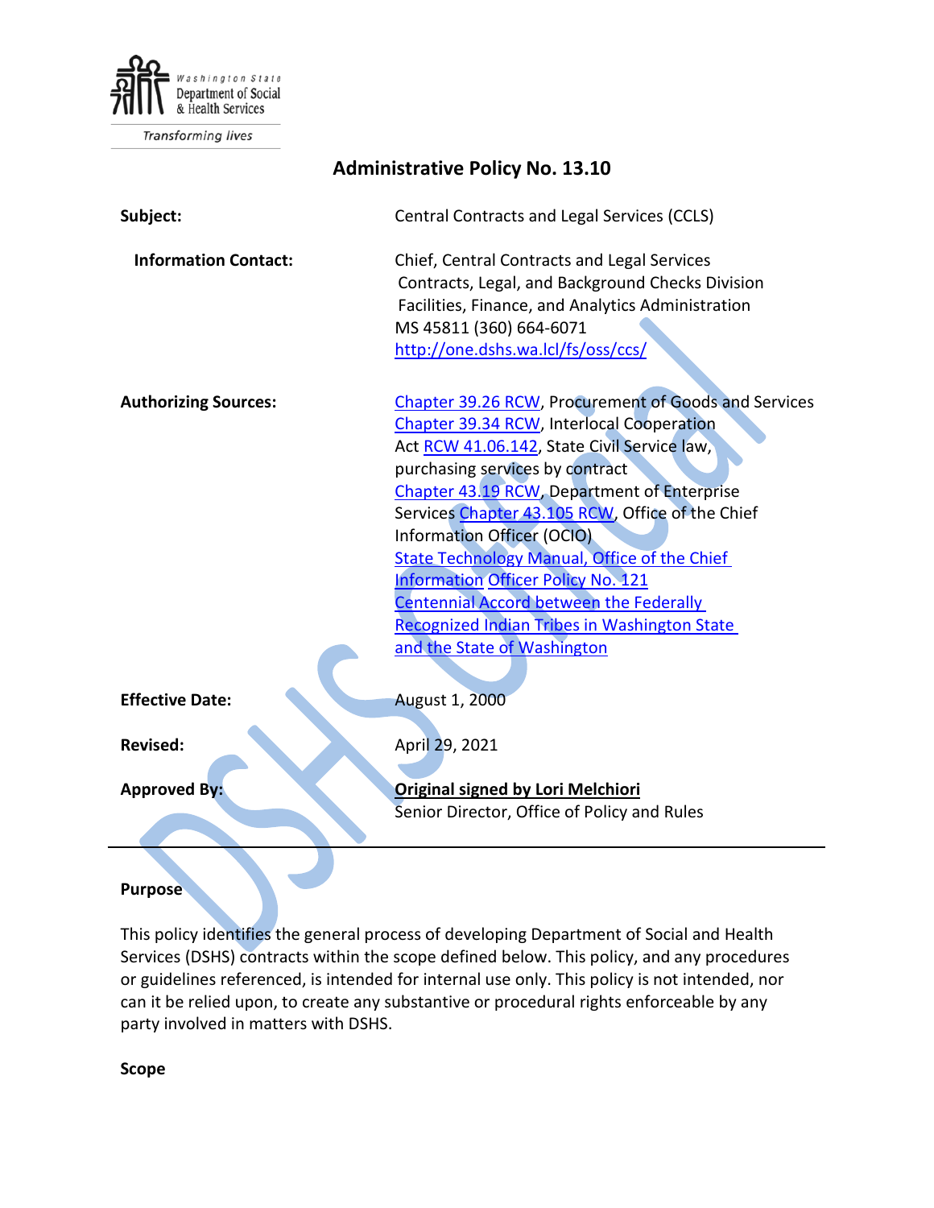Washington State Department of Social & Health Services

Transforming lives

# Administrative Policy No. 13.10

| | |
|---|---|
| **Subject:** | Central Contracts and Legal Services (CCLS) |
| **Information Contact:** | Chief, Central Contracts and Legal Services<br>Contracts, Legal, and Background Checks Division<br>Facilities, Finance, and Analytics Administration<br>MS 45811 (360) 664-6071<br>http://one.dshs.wa.lcl/fs/oss/ccs/ |
| **Authorizing Sources:** | Chapter 39.26 RCW, Procurement of Goods and Services<br>Chapter 39.34 RCW, Interlocal Cooperation Act RCW 41.06.142, State Civil Service law, purchasing services by contract<br>Chapter 43.19 RCW, Department of Enterprise Services Chapter 43.105 RCW, Office of the Chief Information Officer (OCIO)<br>State Technology Manual, Office of the Chief Information Officer Policy No. 121<br>Centennial Accord between the Federally Recognized Indian Tribes in Washington State and the State of Washington |
| **Effective Date:** | August 1, 2000 |
| **Revised:** | April 29, 2021 |
| **Approved By:** | **Original signed by Lori Melchiori**<br>Senior Director, Office of Policy and Rules |

## Purpose

This policy identifies the general process of developing Department of Social and Health Services (DSHS) contracts within the scope defined below. This policy, and any procedures or guidelines referenced, is intended for internal use only. This policy is not intended, nor can it be relied upon, to create any substantive or procedural rights enforceable by any party involved in matters with DSHS.

## Scope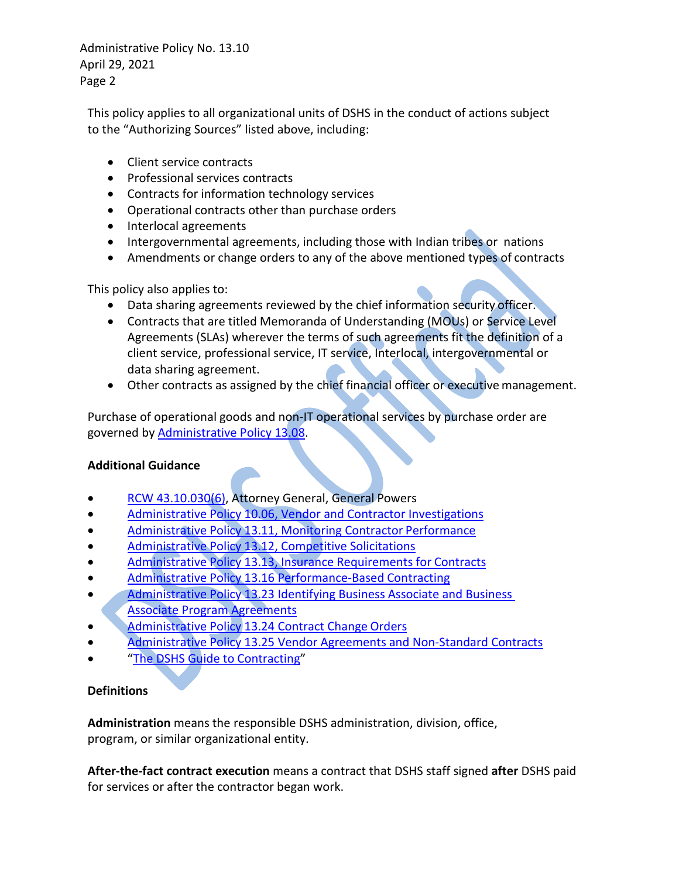This policy applies to all organizational units of DSHS in the conduct of actions subject to the "Authorizing Sources" listed above, including:

- Client service contracts
- Professional services contracts
- Contracts for information technology services
- Operational contracts other than purchase orders
- Interlocal agreements
- Intergovernmental agreements, including those with Indian tribes or nations
- Amendments or change orders to any of the above mentioned types of contracts

This policy also applies to:

- Data sharing agreements reviewed by the chief information security officer.
- Contracts that are titled Memoranda of Understanding (MOUs) or Service Level Agreements (SLAs) wherever the terms of such agreements fit the definition of a client service, professional service, IT service, Interlocal, intergovernmental or data sharing agreement.
- Other contracts as assigned by the chief financial officer or executive management.

Purchase of operational goods and non-IT operational services by purchase order are governed by Administrative Policy 13.08.

**Additional Guidance**

- RCW 43.10.030(6), Attorney General, General Powers
- Administrative Policy 10.06, Vendor and Contractor Investigations
- Administrative Policy 13.11, Monitoring Contractor Performance
- Administrative Policy 13.12, Competitive Solicitations
- Administrative Policy 13.13, Insurance Requirements for Contracts
- Administrative Policy 13.16 Performance-Based Contracting
- Administrative Policy 13.23 Identifying Business Associate and Business Associate Program Agreements
- Administrative Policy 13.24 Contract Change Orders
- Administrative Policy 13.25 Vendor Agreements and Non-Standard Contracts
- "The DSHS Guide to Contracting"

**Definitions**

**Administration** means the responsible DSHS administration, division, office, program, or similar organizational entity.

**After-the-fact contract execution** means a contract that DSHS staff signed **after** DSHS paid for services or after the contractor began work.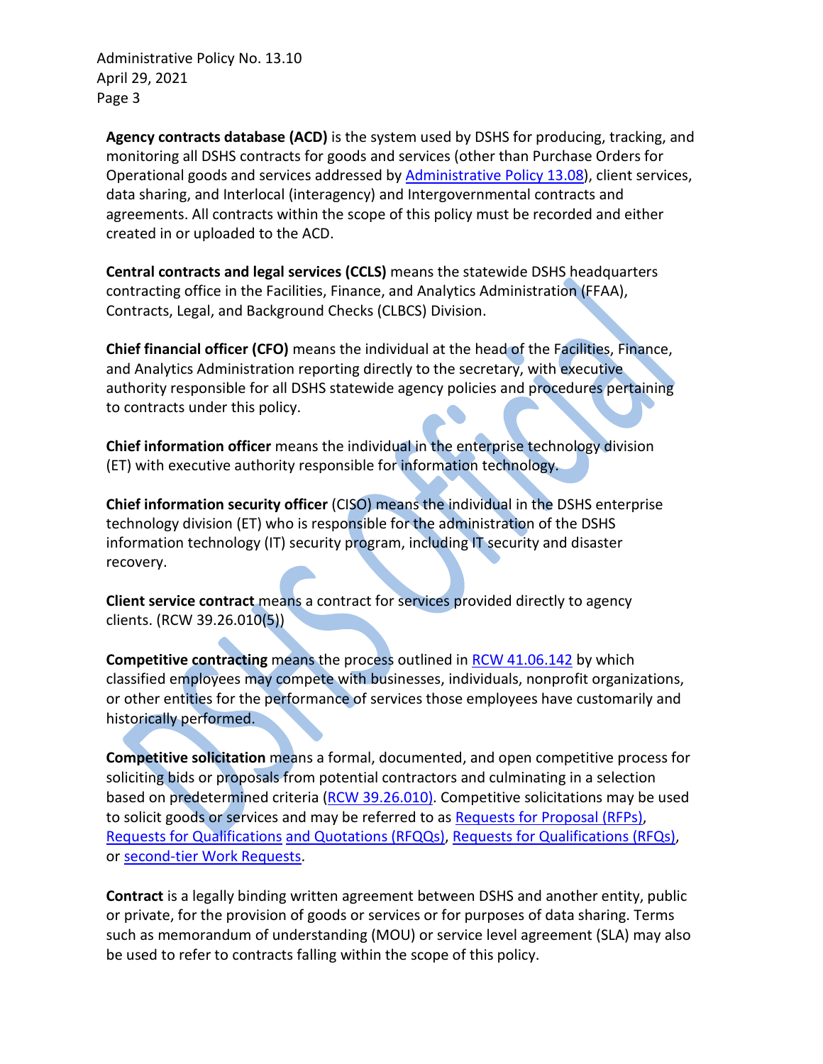**Agency contracts database (ACD)** is the system used by DSHS for producing, tracking, and monitoring all DSHS contracts for goods and services (other than Purchase Orders for Operational goods and services addressed by Administrative Policy 13.08), client services, data sharing, and Interlocal (interagency) and Intergovernmental contracts and agreements. All contracts within the scope of this policy must be recorded and either created in or uploaded to the ACD.

**Central contracts and legal services (CCLS)** means the statewide DSHS headquarters contracting office in the Facilities, Finance, and Analytics Administration (FFAA), Contracts, Legal, and Background Checks (CLBCS) Division.

**Chief financial officer (CFO)** means the individual at the head of the Facilities, Finance, and Analytics Administration reporting directly to the secretary, with executive authority responsible for all DSHS statewide agency policies and procedures pertaining to contracts under this policy.

**Chief information officer** means the individual in the enterprise technology division (ET) with executive authority responsible for information technology.

**Chief information security officer** (CISO) means the individual in the DSHS enterprise technology division (ET) who is responsible for the administration of the DSHS information technology (IT) security program, including IT security and disaster recovery.

**Client service contract** means a contract for services provided directly to agency clients. (RCW 39.26.010(5))

**Competitive contracting** means the process outlined in RCW 41.06.142 by which classified employees may compete with businesses, individuals, nonprofit organizations, or other entities for the performance of services those employees have customarily and historically performed.

**Competitive solicitation** means a formal, documented, and open competitive process for soliciting bids or proposals from potential contractors and culminating in a selection based on predetermined criteria (RCW 39.26.010). Competitive solicitations may be used to solicit goods or services and may be referred to as Requests for Proposal (RFPs), Requests for Qualifications and Quotations (RFQQs), Requests for Qualifications (RFQs), or second-tier Work Requests.

**Contract** is a legally binding written agreement between DSHS and another entity, public or private, for the provision of goods or services or for purposes of data sharing. Terms such as memorandum of understanding (MOU) or service level agreement (SLA) may also be used to refer to contracts falling within the scope of this policy.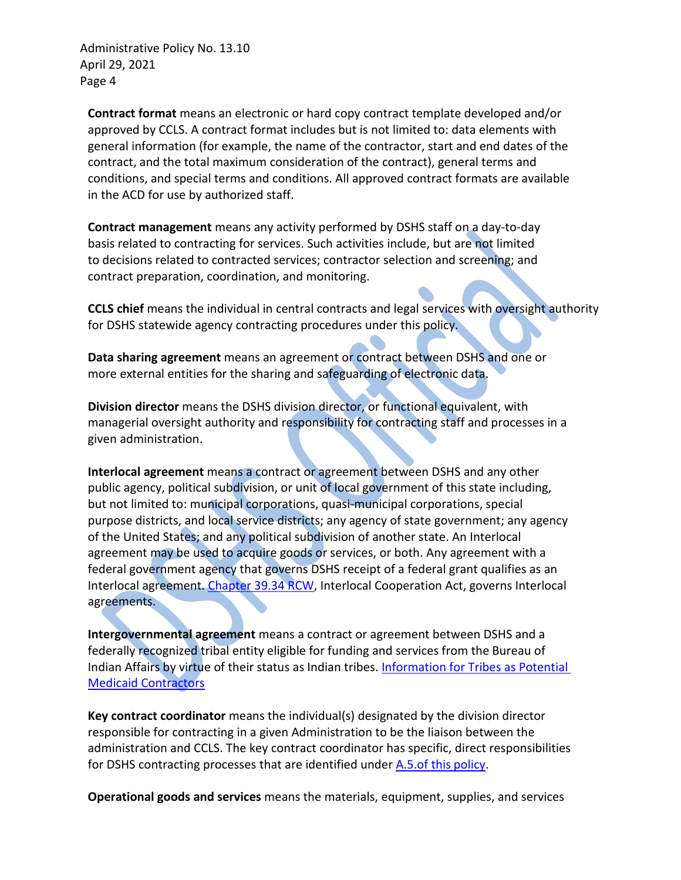**Contract format** means an electronic or hard copy contract template developed and/or approved by CCLS. A contract format includes but is not limited to: data elements with general information (for example, the name of the contractor, start and end dates of the contract, and the total maximum consideration of the contract), general terms and conditions, and special terms and conditions. All approved contract formats are available in the ACD for use by authorized staff.

**Contract management** means any activity performed by DSHS staff on a day-to-day basis related to contracting for services. Such activities include, but are not limited to decisions related to contracted services; contractor selection and screening; and contract preparation, coordination, and monitoring.

**CCLS chief** means the individual in central contracts and legal services with oversight authority for DSHS statewide agency contracting procedures under this policy.

**Data sharing agreement** means an agreement or contract between DSHS and one or more external entities for the sharing and safeguarding of electronic data.

**Division director** means the DSHS division director, or functional equivalent, with managerial oversight authority and responsibility for contracting staff and processes in a given administration.

**Interlocal agreement** means a contract or agreement between DSHS and any other public agency, political subdivision, or unit of local government of this state including, but not limited to: municipal corporations, quasi-municipal corporations, special purpose districts, and local service districts; any agency of state government; any agency of the United States; and any political subdivision of another state. An Interlocal agreement may be used to acquire goods or services, or both. Any agreement with a federal government agency that governs DSHS receipt of a federal grant qualifies as an Interlocal agreement. [Chapter 39.34 RCW](), Interlocal Cooperation Act, governs Interlocal agreements.

**Intergovernmental agreement** means a contract or agreement between DSHS and a federally recognized tribal entity eligible for funding and services from the Bureau of Indian Affairs by virtue of their status as Indian tribes. [Information for Tribes as Potential Medicaid Contractors]()

**Key contract coordinator** means the individual(s) designated by the division director responsible for contracting in a given Administration to be the liaison between the administration and CCLS. The key contract coordinator has specific, direct responsibilities for DSHS contracting processes that are identified under [A.5.of this policy]().

**Operational goods and services** means the materials, equipment, supplies, and services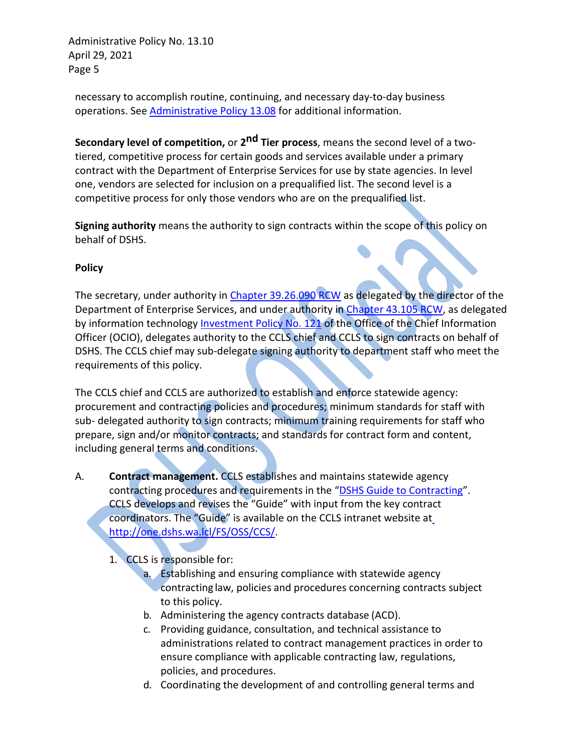necessary to accomplish routine, continuing, and necessary day-to-day business operations. See Administrative Policy 13.08 for additional information.

**Secondary level of competition,** or **2nd Tier process**, means the second level of a two-tiered, competitive process for certain goods and services available under a primary contract with the Department of Enterprise Services for use by state agencies. In level one, vendors are selected for inclusion on a prequalified list. The second level is a competitive process for only those vendors who are on the prequalified list.

**Signing authority** means the authority to sign contracts within the scope of this policy on behalf of DSHS.

**Policy**

The secretary, under authority in Chapter 39.26.090 RCW as delegated by the director of the Department of Enterprise Services, and under authority in Chapter 43.105 RCW, as delegated by information technology Investment Policy No. 121 of the Office of the Chief Information Officer (OCIO), delegates authority to the CCLS chief and CCLS to sign contracts on behalf of DSHS. The CCLS chief may sub-delegate signing authority to department staff who meet the requirements of this policy.

The CCLS chief and CCLS are authorized to establish and enforce statewide agency: procurement and contracting policies and procedures; minimum standards for staff with sub- delegated authority to sign contracts; minimum training requirements for staff who prepare, sign and/or monitor contracts; and standards for contract form and content, including general terms and conditions.

A. **Contract management.** CCLS establishes and maintains statewide agency contracting procedures and requirements in the "DSHS Guide to Contracting". CCLS develops and revises the "Guide" with input from the key contract coordinators. The "Guide" is available on the CCLS intranet website at http://one.dshs.wa.lcl/FS/OSS/CCS/.

1. CCLS is responsible for:
    a. Establishing and ensuring compliance with statewide agency contracting law, policies and procedures concerning contracts subject to this policy.
    b. Administering the agency contracts database (ACD).
    c. Providing guidance, consultation, and technical assistance to administrations related to contract management practices in order to ensure compliance with applicable contracting law, regulations, policies, and procedures.
    d. Coordinating the development of and controlling general terms and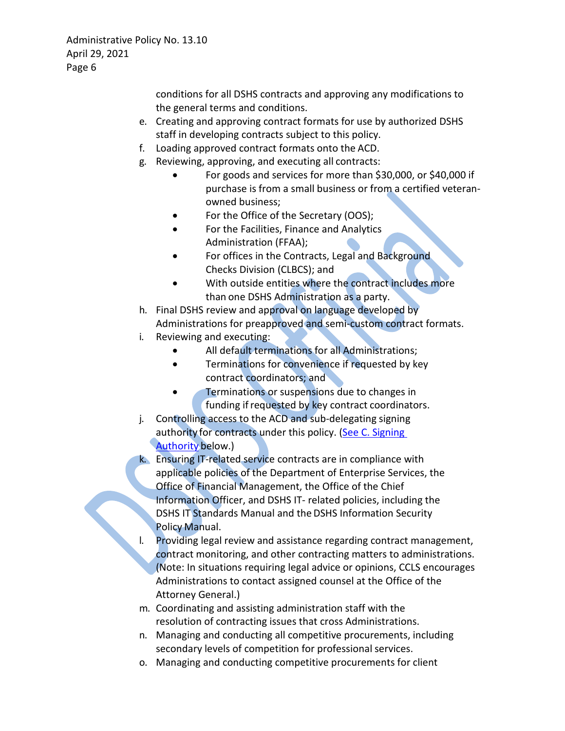conditions for all DSHS contracts and approving any modifications to the general terms and conditions.

e. Creating and approving contract formats for use by authorized DSHS staff in developing contracts subject to this policy.
f. Loading approved contract formats onto the ACD.
g. Reviewing, approving, and executing all contracts:
   - For goods and services for more than $30,000, or $40,000 if purchase is from a small business or from a certified veteran-owned business;
   - For the Office of the Secretary (OOS);
   - For the Facilities, Finance and Analytics Administration (FFAA);
   - For offices in the Contracts, Legal and Background Checks Division (CLBCS); and
   - With outside entities where the contract includes more than one DSHS Administration as a party.
h. Final DSHS review and approval on language developed by Administrations for preapproved and semi-custom contract formats.
i. Reviewing and executing:
   - All default terminations for all Administrations;
   - Terminations for convenience if requested by key contract coordinators; and
   - Terminations or suspensions due to changes in funding if requested by key contract coordinators.
j. Controlling access to the ACD and sub-delegating signing authority for contracts under this policy. (See C. Signing Authority below.)
k. Ensuring IT-related service contracts are in compliance with applicable policies of the Department of Enterprise Services, the Office of Financial Management, the Office of the Chief Information Officer, and DSHS IT- related policies, including the DSHS IT Standards Manual and the DSHS Information Security Policy Manual.
l. Providing legal review and assistance regarding contract management, contract monitoring, and other contracting matters to administrations. (Note: In situations requiring legal advice or opinions, CCLS encourages Administrations to contact assigned counsel at the Office of the Attorney General.)
m. Coordinating and assisting administration staff with the resolution of contracting issues that cross Administrations.
n. Managing and conducting all competitive procurements, including secondary levels of competition for professional services.
o. Managing and conducting competitive procurements for client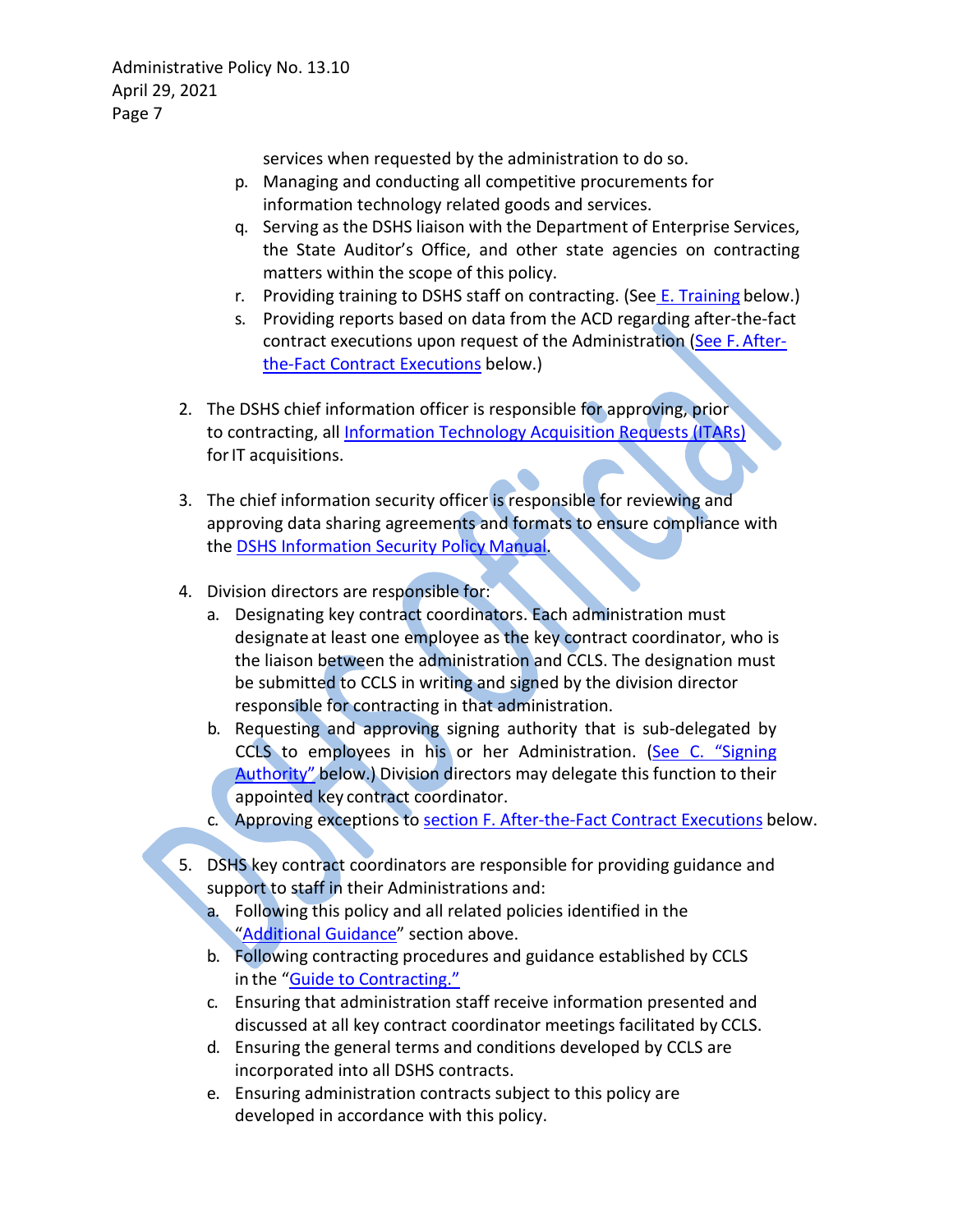services when requested by the administration to do so.

p. Managing and conducting all competitive procurements for information technology related goods and services.
q. Serving as the DSHS liaison with the Department of Enterprise Services, the State Auditor's Office, and other state agencies on contracting matters within the scope of this policy.
r. Providing training to DSHS staff on contracting. (See E. Training below.)
s. Providing reports based on data from the ACD regarding after-the-fact contract executions upon request of the Administration (See F. After-the-Fact Contract Executions below.)

2. The DSHS chief information officer is responsible for approving, prior to contracting, all Information Technology Acquisition Requests (ITARs) for IT acquisitions.

3. The chief information security officer is responsible for reviewing and approving data sharing agreements and formats to ensure compliance with the DSHS Information Security Policy Manual.

4. Division directors are responsible for:
   a. Designating key contract coordinators. Each administration must designate at least one employee as the key contract coordinator, who is the liaison between the administration and CCLS. The designation must be submitted to CCLS in writing and signed by the division director responsible for contracting in that administration.
   b. Requesting and approving signing authority that is sub-delegated by CCLS to employees in his or her Administration. (See C. "Signing Authority" below.) Division directors may delegate this function to their appointed key contract coordinator.
   c. Approving exceptions to section F. After-the-Fact Contract Executions below.

5. DSHS key contract coordinators are responsible for providing guidance and support to staff in their Administrations and:
   a. Following this policy and all related policies identified in the "Additional Guidance" section above.
   b. Following contracting procedures and guidance established by CCLS in the "Guide to Contracting."
   c. Ensuring that administration staff receive information presented and discussed at all key contract coordinator meetings facilitated by CCLS.
   d. Ensuring the general terms and conditions developed by CCLS are incorporated into all DSHS contracts.
   e. Ensuring administration contracts subject to this policy are developed in accordance with this policy.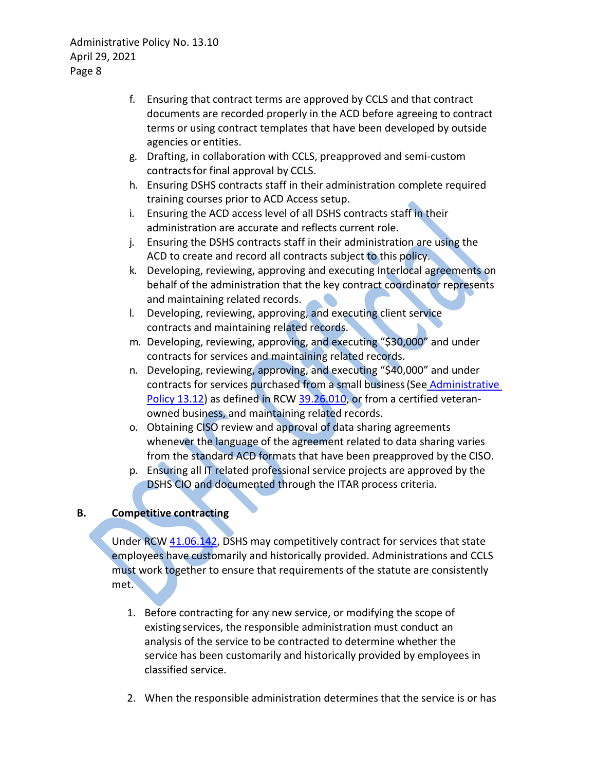f. Ensuring that contract terms are approved by CCLS and that contract documents are recorded properly in the ACD before agreeing to contract terms or using contract templates that have been developed by outside agencies or entities.
g. Drafting, in collaboration with CCLS, preapproved and semi-custom contracts for final approval by CCLS.
h. Ensuring DSHS contracts staff in their administration complete required training courses prior to ACD Access setup.
i. Ensuring the ACD access level of all DSHS contracts staff in their administration are accurate and reflects current role.
j. Ensuring the DSHS contracts staff in their administration are using the ACD to create and record all contracts subject to this policy.
k. Developing, reviewing, approving and executing Interlocal agreements on behalf of the administration that the key contract coordinator represents and maintaining related records.
l. Developing, reviewing, approving, and executing client service contracts and maintaining related records.
m. Developing, reviewing, approving, and executing "$30,000" and under contracts for services and maintaining related records.
n. Developing, reviewing, approving, and executing "$40,000" and under contracts for services purchased from a small business (See Administrative Policy 13.12) as defined in RCW 39.26.010, or from a certified veteran-owned business, and maintaining related records.
o. Obtaining CISO review and approval of data sharing agreements whenever the language of the agreement related to data sharing varies from the standard ACD formats that have been preapproved by the CISO.
p. Ensuring all IT related professional service projects are approved by the DSHS CIO and documented through the ITAR process criteria.

## B. Competitive contracting

Under RCW 41.06.142, DSHS may competitively contract for services that state employees have customarily and historically provided. Administrations and CCLS must work together to ensure that requirements of the statute are consistently met.

1. Before contracting for any new service, or modifying the scope of existing services, the responsible administration must conduct an analysis of the service to be contracted to determine whether the service has been customarily and historically provided by employees in classified service.

2. When the responsible administration determines that the service is or has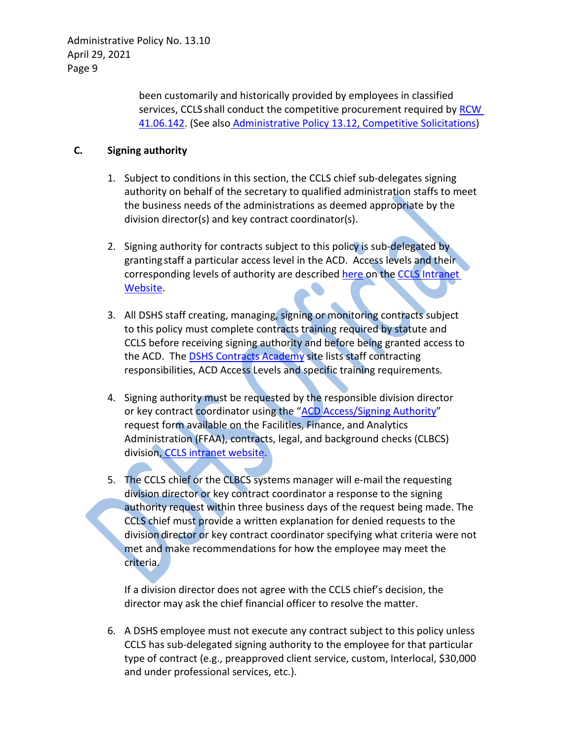been customarily and historically provided by employees in classified services, CCLS shall conduct the competitive procurement required by RCW 41.06.142. (See also Administrative Policy 13.12, Competitive Solicitations)

## C. Signing authority

1. Subject to conditions in this section, the CCLS chief sub-delegates signing authority on behalf of the secretary to qualified administration staffs to meet the business needs of the administrations as deemed appropriate by the division director(s) and key contract coordinator(s).

2. Signing authority for contracts subject to this policy is sub-delegated by granting staff a particular access level in the ACD. Access levels and their corresponding levels of authority are described here on the CCLS Intranet Website.

3. All DSHS staff creating, managing, signing or monitoring contracts subject to this policy must complete contracts training required by statute and CCLS before receiving signing authority and before being granted access to the ACD. The DSHS Contracts Academy site lists staff contracting responsibilities, ACD Access Levels and specific training requirements.

4. Signing authority must be requested by the responsible division director or key contract coordinator using the "ACD Access/Signing Authority" request form available on the Facilities, Finance, and Analytics Administration (FFAA), contracts, legal, and background checks (CLBCS) division, CCLS intranet website.

5. The CCLS chief or the CLBCS systems manager will e-mail the requesting division director or key contract coordinator a response to the signing authority request within three business days of the request being made. The CCLS chief must provide a written explanation for denied requests to the division director or key contract coordinator specifying what criteria were not met and make recommendations for how the employee may meet the criteria.

   If a division director does not agree with the CCLS chief's decision, the director may ask the chief financial officer to resolve the matter.

6. A DSHS employee must not execute any contract subject to this policy unless CCLS has sub-delegated signing authority to the employee for that particular type of contract (e.g., preapproved client service, custom, Interlocal, $30,000 and under professional services, etc.).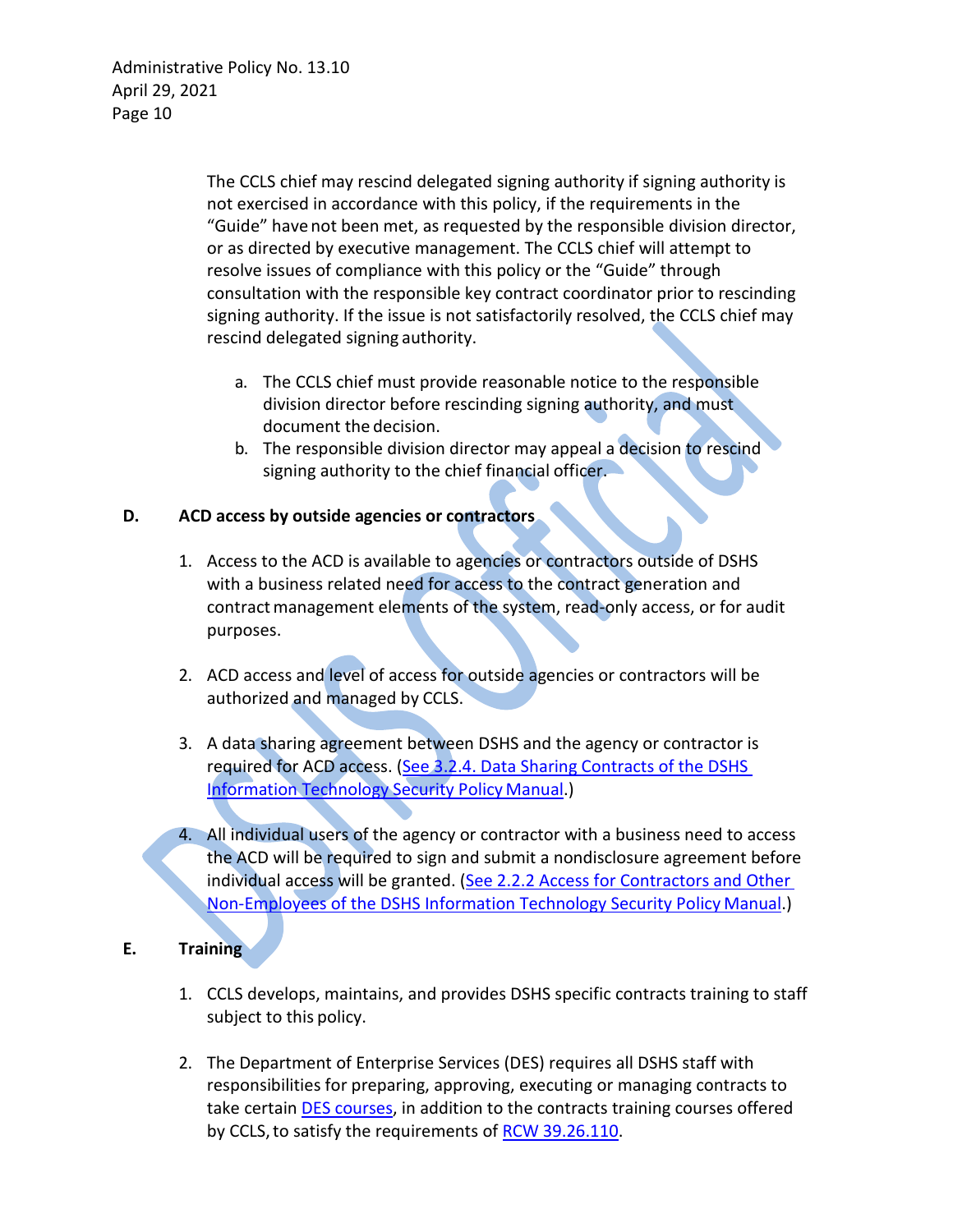The CCLS chief may rescind delegated signing authority if signing authority is not exercised in accordance with this policy, if the requirements in the "Guide" have not been met, as requested by the responsible division director, or as directed by executive management. The CCLS chief will attempt to resolve issues of compliance with this policy or the "Guide" through consultation with the responsible key contract coordinator prior to rescinding signing authority. If the issue is not satisfactorily resolved, the CCLS chief may rescind delegated signing authority.

a. The CCLS chief must provide reasonable notice to the responsible division director before rescinding signing authority, and must document the decision.
b. The responsible division director may appeal a decision to rescind signing authority to the chief financial officer.

**D. ACD access by outside agencies or contractors**

1. Access to the ACD is available to agencies or contractors outside of DSHS with a business related need for access to the contract generation and contract management elements of the system, read-only access, or for audit purposes.

2. ACD access and level of access for outside agencies or contractors will be authorized and managed by CCLS.

3. A data sharing agreement between DSHS and the agency or contractor is required for ACD access. (See 3.2.4. Data Sharing Contracts of the DSHS Information Technology Security Policy Manual.)

4. All individual users of the agency or contractor with a business need to access the ACD will be required to sign and submit a nondisclosure agreement before individual access will be granted. (See 2.2.2 Access for Contractors and Other Non-Employees of the DSHS Information Technology Security Policy Manual.)

**E. Training**

1. CCLS develops, maintains, and provides DSHS specific contracts training to staff subject to this policy.

2. The Department of Enterprise Services (DES) requires all DSHS staff with responsibilities for preparing, approving, executing or managing contracts to take certain DES courses, in addition to the contracts training courses offered by CCLS, to satisfy the requirements of RCW 39.26.110.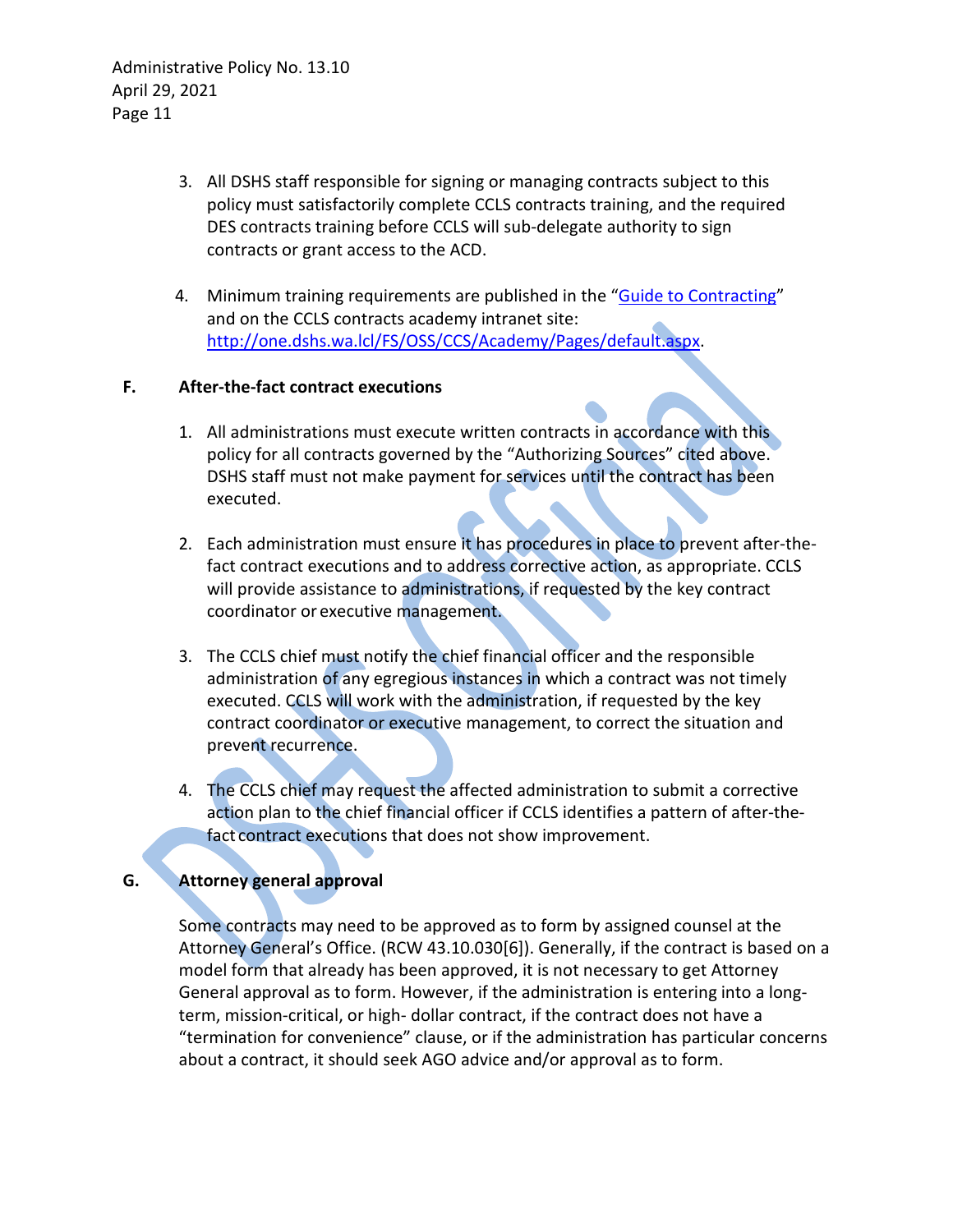3. All DSHS staff responsible for signing or managing contracts subject to this policy must satisfactorily complete CCLS contracts training, and the required DES contracts training before CCLS will sub-delegate authority to sign contracts or grant access to the ACD.

4. Minimum training requirements are published in the "[Guide to Contracting](#)" and on the CCLS contracts academy intranet site: [http://one.dshs.wa.lcl/FS/OSS/CCS/Academy/Pages/default.aspx](http://one.dshs.wa.lcl/FS/OSS/CCS/Academy/Pages/default.aspx).

### F. After-the-fact contract executions

1. All administrations must execute written contracts in accordance with this policy for all contracts governed by the "Authorizing Sources" cited above. DSHS staff must not make payment for services until the contract has been executed.

2. Each administration must ensure it has procedures in place to prevent after-the-fact contract executions and to address corrective action, as appropriate. CCLS will provide assistance to administrations, if requested by the key contract coordinator or executive management.

3. The CCLS chief must notify the chief financial officer and the responsible administration of any egregious instances in which a contract was not timely executed. CCLS will work with the administration, if requested by the key contract coordinator or executive management, to correct the situation and prevent recurrence.

4. The CCLS chief may request the affected administration to submit a corrective action plan to the chief financial officer if CCLS identifies a pattern of after-the-fact contract executions that does not show improvement.

### G. Attorney general approval

Some contracts may need to be approved as to form by assigned counsel at the Attorney General's Office. (RCW 43.10.030[6]). Generally, if the contract is based on a model form that already has been approved, it is not necessary to get Attorney General approval as to form. However, if the administration is entering into a long-term, mission-critical, or high- dollar contract, if the contract does not have a "termination for convenience" clause, or if the administration has particular concerns about a contract, it should seek AGO advice and/or approval as to form.